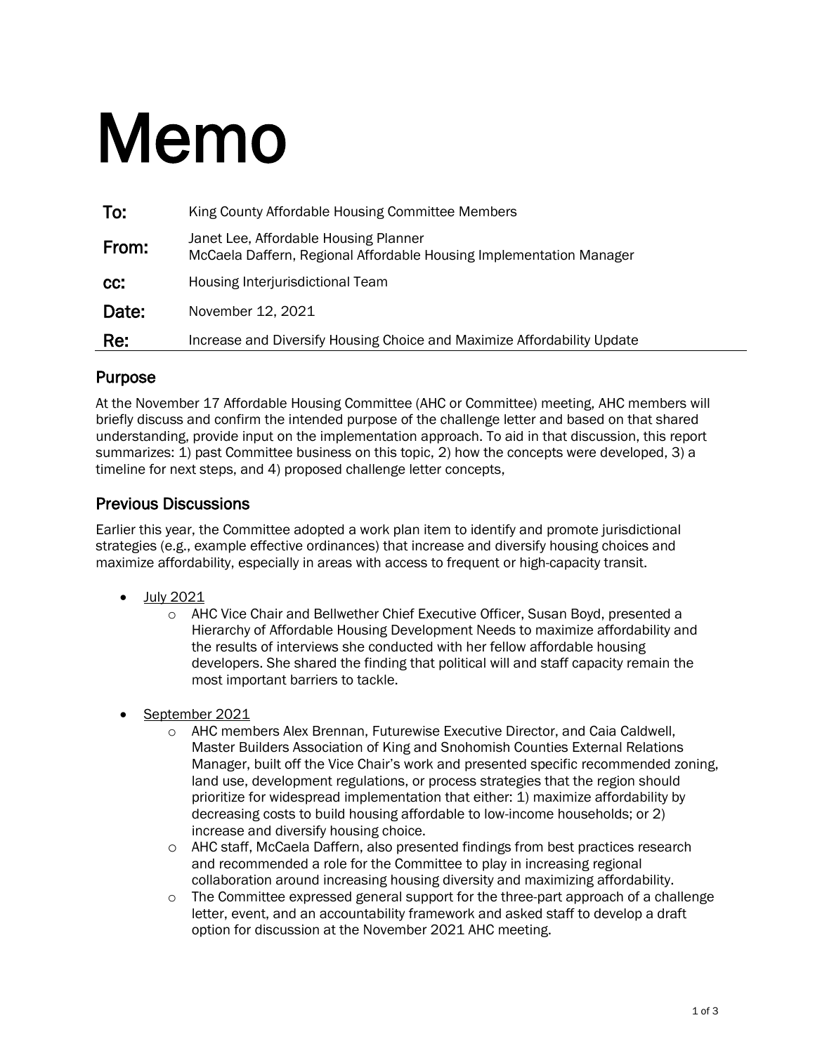# Memo

| | |
|---|---|
| **To:** | King County Affordable Housing Committee Members |
| **From:** | Janet Lee, Affordable Housing Planner<br>McCaela Daffern, Regional Affordable Housing Implementation Manager |
| **cc:** | Housing Interjurisdictional Team |
| **Date:** | November 12, 2021 |
| **Re:** | Increase and Diversify Housing Choice and Maximize Affordability Update |

## Purpose

At the November 17 Affordable Housing Committee (AHC or Committee) meeting, AHC members will briefly discuss and confirm the intended purpose of the challenge letter and based on that shared understanding, provide input on the implementation approach. To aid in that discussion, this report summarizes: 1) past Committee business on this topic, 2) how the concepts were developed, 3) a timeline for next steps, and 4) proposed challenge letter concepts,

## Previous Discussions

Earlier this year, the Committee adopted a work plan item to identify and promote jurisdictional strategies (e.g., example effective ordinances) that increase and diversify housing choices and maximize affordability, especially in areas with access to frequent or high-capacity transit.

- July 2021
  - AHC Vice Chair and Bellwether Chief Executive Officer, Susan Boyd, presented a Hierarchy of Affordable Housing Development Needs to maximize affordability and the results of interviews she conducted with her fellow affordable housing developers. She shared the finding that political will and staff capacity remain the most important barriers to tackle.
- September 2021
  - AHC members Alex Brennan, Futurewise Executive Director, and Caia Caldwell, Master Builders Association of King and Snohomish Counties External Relations Manager, built off the Vice Chair's work and presented specific recommended zoning, land use, development regulations, or process strategies that the region should prioritize for widespread implementation that either: 1) maximize affordability by decreasing costs to build housing affordable to low-income households; or 2) increase and diversify housing choice.
  - AHC staff, McCaela Daffern, also presented findings from best practices research and recommended a role for the Committee to play in increasing regional collaboration around increasing housing diversity and maximizing affordability.
  - The Committee expressed general support for the three-part approach of a challenge letter, event, and an accountability framework and asked staff to develop a draft option for discussion at the November 2021 AHC meeting.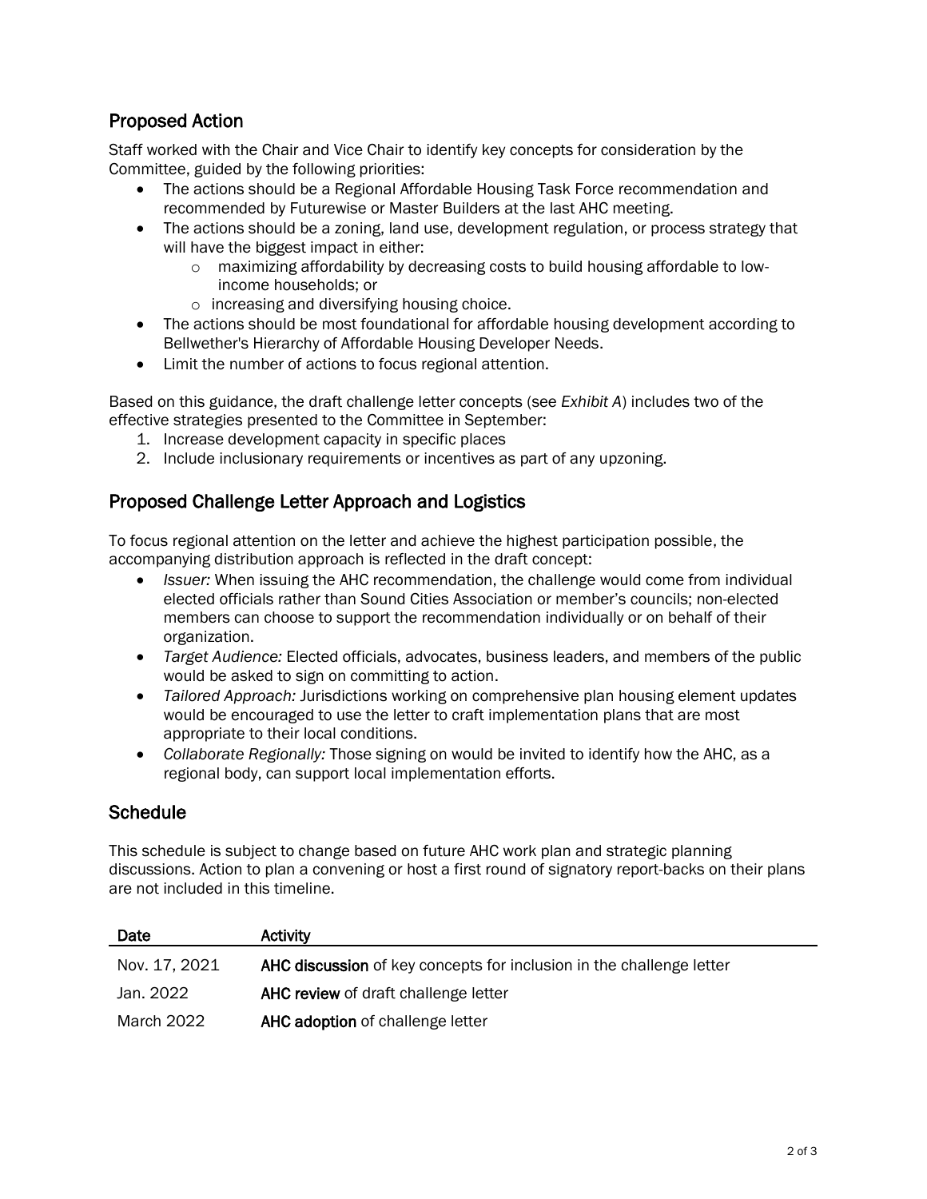## Proposed Action

Staff worked with the Chair and Vice Chair to identify key concepts for consideration by the Committee, guided by the following priorities:

- The actions should be a Regional Affordable Housing Task Force recommendation and recommended by Futurewise or Master Builders at the last AHC meeting.
- The actions should be a zoning, land use, development regulation, or process strategy that will have the biggest impact in either:
  - maximizing affordability by decreasing costs to build housing affordable to low-income households; or
  - increasing and diversifying housing choice.
- The actions should be most foundational for affordable housing development according to Bellwether's Hierarchy of Affordable Housing Developer Needs.
- Limit the number of actions to focus regional attention.

Based on this guidance, the draft challenge letter concepts (see *Exhibit A*) includes two of the effective strategies presented to the Committee in September:

1. Increase development capacity in specific places
2. Include inclusionary requirements or incentives as part of any upzoning.

## Proposed Challenge Letter Approach and Logistics

To focus regional attention on the letter and achieve the highest participation possible, the accompanying distribution approach is reflected in the draft concept:

- *Issuer:* When issuing the AHC recommendation, the challenge would come from individual elected officials rather than Sound Cities Association or member's councils; non-elected members can choose to support the recommendation individually or on behalf of their organization.
- *Target Audience:* Elected officials, advocates, business leaders, and members of the public would be asked to sign on committing to action.
- *Tailored Approach:* Jurisdictions working on comprehensive plan housing element updates would be encouraged to use the letter to craft implementation plans that are most appropriate to their local conditions.
- *Collaborate Regionally:* Those signing on would be invited to identify how the AHC, as a regional body, can support local implementation efforts.

## Schedule

This schedule is subject to change based on future AHC work plan and strategic planning discussions. Action to plan a convening or host a first round of signatory report-backs on their plans are not included in this timeline.

| Date | Activity |
|---|---|
| Nov. 17, 2021 | **AHC discussion** of key concepts for inclusion in the challenge letter |
| Jan. 2022 | **AHC review** of draft challenge letter |
| March 2022 | **AHC adoption** of challenge letter |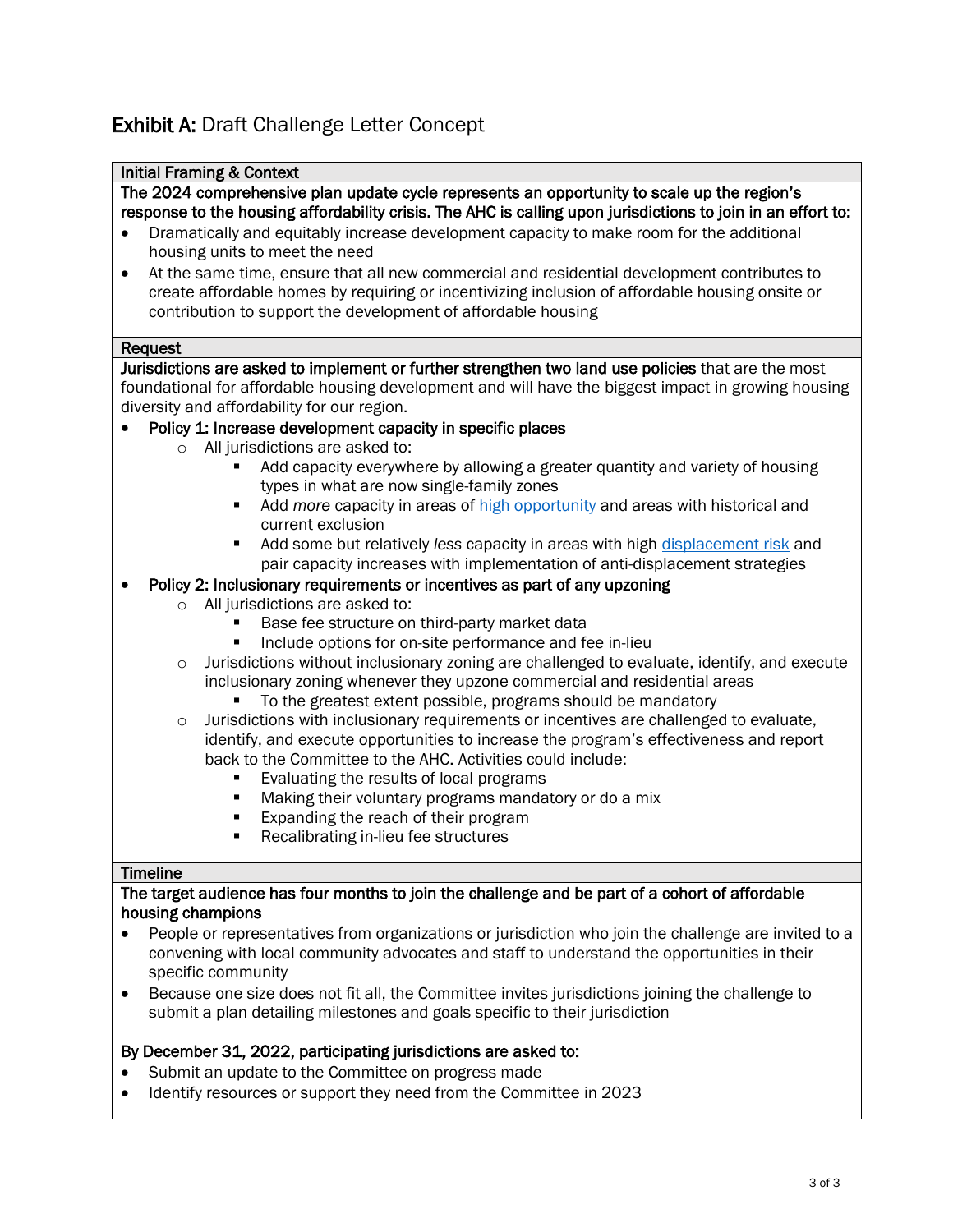# **Exhibit A:** Draft Challenge Letter Concept

## Initial Framing & Context

**The 2024 comprehensive plan update cycle represents an opportunity to scale up the region's response to the housing affordability crisis. The AHC is calling upon jurisdictions to join in an effort to:**

- Dramatically and equitably increase development capacity to make room for the additional housing units to meet the need
- At the same time, ensure that all new commercial and residential development contributes to create affordable homes by requiring or incentivizing inclusion of affordable housing onsite or contribution to support the development of affordable housing

## Request

**Jurisdictions are asked to implement or further strengthen two land use policies** that are the most foundational for affordable housing development and will have the biggest impact in growing housing diversity and affordability for our region.

- **Policy 1: Increase development capacity in specific places**
  - All jurisdictions are asked to:
    - Add capacity everywhere by allowing a greater quantity and variety of housing types in what are now single-family zones
    - Add *more* capacity in areas of high opportunity and areas with historical and current exclusion
    - Add some but relatively *less* capacity in areas with high displacement risk and pair capacity increases with implementation of anti-displacement strategies
- **Policy 2: Inclusionary requirements or incentives as part of any upzoning**
  - All jurisdictions are asked to:
    - Base fee structure on third-party market data
    - Include options for on-site performance and fee in-lieu
  - Jurisdictions without inclusionary zoning are challenged to evaluate, identify, and execute inclusionary zoning whenever they upzone commercial and residential areas
    - To the greatest extent possible, programs should be mandatory
  - Jurisdictions with inclusionary requirements or incentives are challenged to evaluate, identify, and execute opportunities to increase the program's effectiveness and report back to the Committee to the AHC. Activities could include:
    - Evaluating the results of local programs
    - Making their voluntary programs mandatory or do a mix
    - Expanding the reach of their program
    - Recalibrating in-lieu fee structures

## Timeline

**The target audience has four months to join the challenge and be part of a cohort of affordable housing champions**

- People or representatives from organizations or jurisdiction who join the challenge are invited to a convening with local community advocates and staff to understand the opportunities in their specific community
- Because one size does not fit all, the Committee invites jurisdictions joining the challenge to submit a plan detailing milestones and goals specific to their jurisdiction

**By December 31, 2022, participating jurisdictions are asked to:**

- Submit an update to the Committee on progress made
- Identify resources or support they need from the Committee in 2023